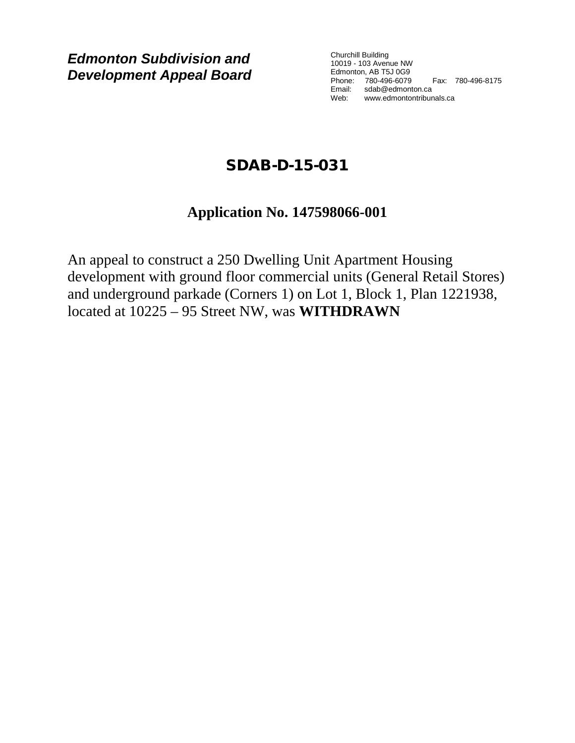***Edmonton Subdivision and Development Appeal Board***

Churchill Building
10019 - 103 Avenue NW
Edmonton, AB T5J 0G9
Phone: 780-496-6079 Fax: 780-496-8175
Email: sdab@edmonton.ca
Web: www.edmontontribunals.ca

# SDAB-D-15-031

## Application No. 147598066-001

An appeal to construct a 250 Dwelling Unit Apartment Housing development with ground floor commercial units (General Retail Stores) and underground parkade (Corners 1) on Lot 1, Block 1, Plan 1221938, located at 10225 – 95 Street NW, was **WITHDRAWN**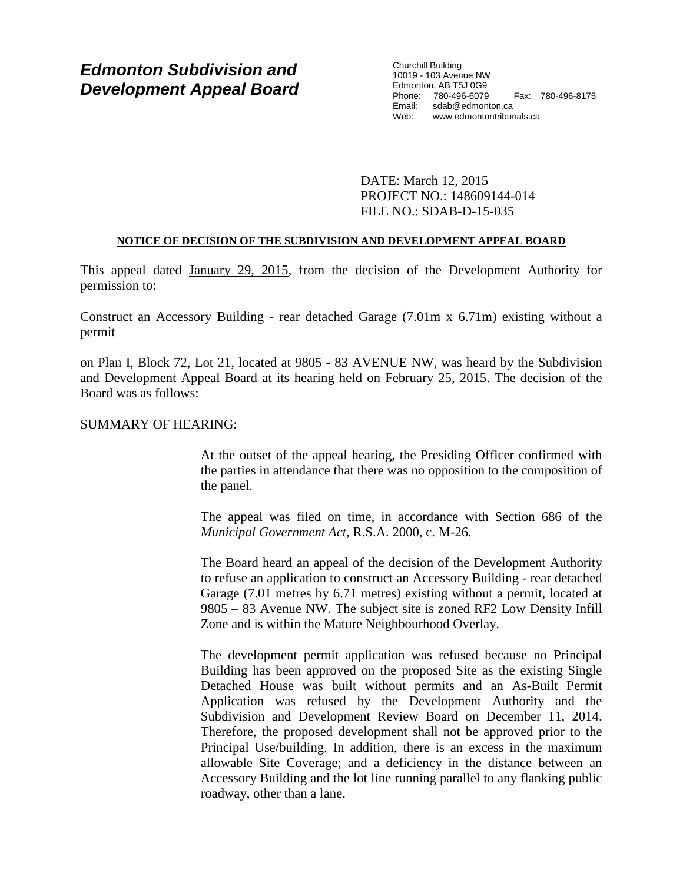# Edmonton Subdivision and Development Appeal Board

Churchill Building
10019 - 103 Avenue NW
Edmonton, AB T5J 0G9
Phone: 780-496-6079 Fax: 780-496-8175
Email: sdab@edmonton.ca
Web: www.edmontontribunals.ca

DATE: March 12, 2015
PROJECT NO.: 148609144-014
FILE NO.: SDAB-D-15-035

**NOTICE OF DECISION OF THE SUBDIVISION AND DEVELOPMENT APPEAL BOARD**

This appeal dated January 29, 2015, from the decision of the Development Authority for permission to:

Construct an Accessory Building - rear detached Garage (7.01m x 6.71m) existing without a permit

on Plan I, Block 72, Lot 21, located at 9805 - 83 AVENUE NW, was heard by the Subdivision and Development Appeal Board at its hearing held on February 25, 2015. The decision of the Board was as follows:

SUMMARY OF HEARING:

At the outset of the appeal hearing, the Presiding Officer confirmed with the parties in attendance that there was no opposition to the composition of the panel.

The appeal was filed on time, in accordance with Section 686 of the *Municipal Government Act*, R.S.A. 2000, c. M-26.

The Board heard an appeal of the decision of the Development Authority to refuse an application to construct an Accessory Building - rear detached Garage (7.01 metres by 6.71 metres) existing without a permit, located at 9805 – 83 Avenue NW. The subject site is zoned RF2 Low Density Infill Zone and is within the Mature Neighbourhood Overlay.

The development permit application was refused because no Principal Building has been approved on the proposed Site as the existing Single Detached House was built without permits and an As-Built Permit Application was refused by the Development Authority and the Subdivision and Development Review Board on December 11, 2014. Therefore, the proposed development shall not be approved prior to the Principal Use/building. In addition, there is an excess in the maximum allowable Site Coverage; and a deficiency in the distance between an Accessory Building and the lot line running parallel to any flanking public roadway, other than a lane.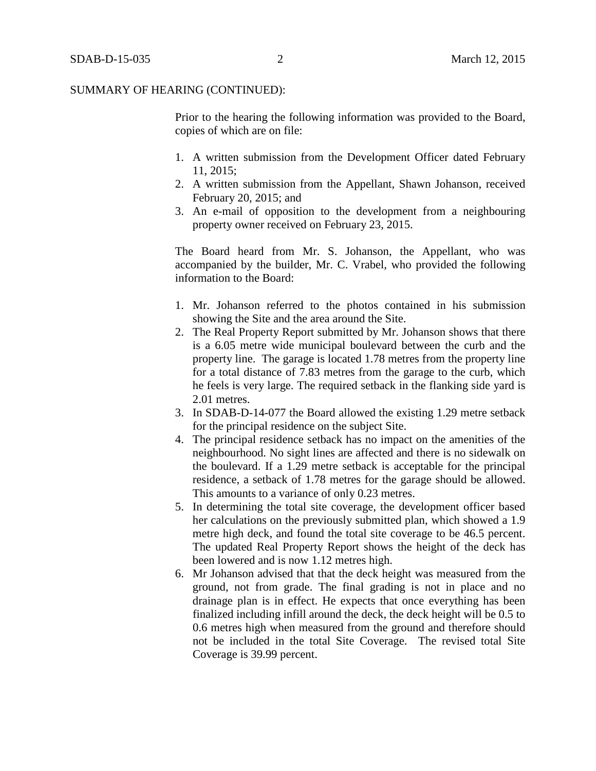SUMMARY OF HEARING (CONTINUED):

Prior to the hearing the following information was provided to the Board, copies of which are on file:

1. A written submission from the Development Officer dated February 11, 2015;
2. A written submission from the Appellant, Shawn Johanson, received February 20, 2015; and
3. An e-mail of opposition to the development from a neighbouring property owner received on February 23, 2015.

The Board heard from Mr. S. Johanson, the Appellant, who was accompanied by the builder, Mr. C. Vrabel, who provided the following information to the Board:

1. Mr. Johanson referred to the photos contained in his submission showing the Site and the area around the Site.
2. The Real Property Report submitted by Mr. Johanson shows that there is a 6.05 metre wide municipal boulevard between the curb and the property line. The garage is located 1.78 metres from the property line for a total distance of 7.83 metres from the garage to the curb, which he feels is very large. The required setback in the flanking side yard is 2.01 metres.
3. In SDAB-D-14-077 the Board allowed the existing 1.29 metre setback for the principal residence on the subject Site.
4. The principal residence setback has no impact on the amenities of the neighbourhood. No sight lines are affected and there is no sidewalk on the boulevard. If a 1.29 metre setback is acceptable for the principal residence, a setback of 1.78 metres for the garage should be allowed. This amounts to a variance of only 0.23 metres.
5. In determining the total site coverage, the development officer based her calculations on the previously submitted plan, which showed a 1.9 metre high deck, and found the total site coverage to be 46.5 percent. The updated Real Property Report shows the height of the deck has been lowered and is now 1.12 metres high.
6. Mr Johanson advised that that the deck height was measured from the ground, not from grade. The final grading is not in place and no drainage plan is in effect. He expects that once everything has been finalized including infill around the deck, the deck height will be 0.5 to 0.6 metres high when measured from the ground and therefore should not be included in the total Site Coverage. The revised total Site Coverage is 39.99 percent.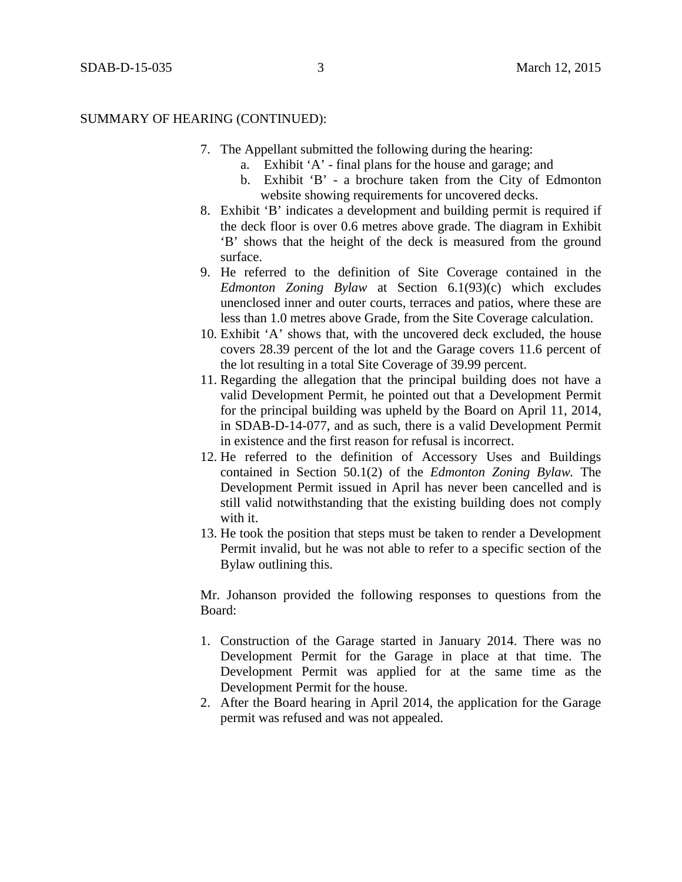SUMMARY OF HEARING (CONTINUED):

7. The Appellant submitted the following during the hearing:
   a. Exhibit 'A' - final plans for the house and garage; and
   b. Exhibit 'B' - a brochure taken from the City of Edmonton website showing requirements for uncovered decks.
8. Exhibit 'B' indicates a development and building permit is required if the deck floor is over 0.6 metres above grade. The diagram in Exhibit 'B' shows that the height of the deck is measured from the ground surface.
9. He referred to the definition of Site Coverage contained in the *Edmonton Zoning Bylaw* at Section 6.1(93)(c) which excludes unenclosed inner and outer courts, terraces and patios, where these are less than 1.0 metres above Grade, from the Site Coverage calculation.
10. Exhibit 'A' shows that, with the uncovered deck excluded, the house covers 28.39 percent of the lot and the Garage covers 11.6 percent of the lot resulting in a total Site Coverage of 39.99 percent.
11. Regarding the allegation that the principal building does not have a valid Development Permit, he pointed out that a Development Permit for the principal building was upheld by the Board on April 11, 2014, in SDAB-D-14-077, and as such, there is a valid Development Permit in existence and the first reason for refusal is incorrect.
12. He referred to the definition of Accessory Uses and Buildings contained in Section 50.1(2) of the *Edmonton Zoning Bylaw.* The Development Permit issued in April has never been cancelled and is still valid notwithstanding that the existing building does not comply with it.
13. He took the position that steps must be taken to render a Development Permit invalid, but he was not able to refer to a specific section of the Bylaw outlining this.

Mr. Johanson provided the following responses to questions from the Board:

1. Construction of the Garage started in January 2014. There was no Development Permit for the Garage in place at that time. The Development Permit was applied for at the same time as the Development Permit for the house.
2. After the Board hearing in April 2014, the application for the Garage permit was refused and was not appealed.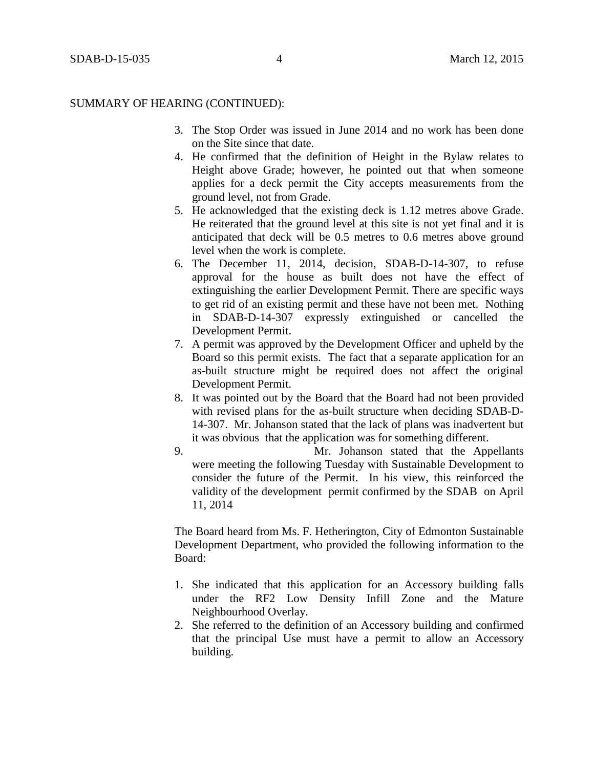SUMMARY OF HEARING (CONTINUED):

3. The Stop Order was issued in June 2014 and no work has been done on the Site since that date.
4. He confirmed that the definition of Height in the Bylaw relates to Height above Grade; however, he pointed out that when someone applies for a deck permit the City accepts measurements from the ground level, not from Grade.
5. He acknowledged that the existing deck is 1.12 metres above Grade. He reiterated that the ground level at this site is not yet final and it is anticipated that deck will be 0.5 metres to 0.6 metres above ground level when the work is complete.
6. The December 11, 2014, decision, SDAB-D-14-307, to refuse approval for the house as built does not have the effect of extinguishing the earlier Development Permit. There are specific ways to get rid of an existing permit and these have not been met. Nothing in SDAB-D-14-307 expressly extinguished or cancelled the Development Permit.
7. A permit was approved by the Development Officer and upheld by the Board so this permit exists. The fact that a separate application for an as-built structure might be required does not affect the original Development Permit.
8. It was pointed out by the Board that the Board had not been provided with revised plans for the as-built structure when deciding SDAB-D-14-307. Mr. Johanson stated that the lack of plans was inadvertent but it was obvious that the application was for something different.
9. Mr. Johanson stated that the Appellants were meeting the following Tuesday with Sustainable Development to consider the future of the Permit. In his view, this reinforced the validity of the development permit confirmed by the SDAB on April 11, 2014

The Board heard from Ms. F. Hetherington, City of Edmonton Sustainable Development Department, who provided the following information to the Board:

1. She indicated that this application for an Accessory building falls under the RF2 Low Density Infill Zone and the Mature Neighbourhood Overlay.
2. She referred to the definition of an Accessory building and confirmed that the principal Use must have a permit to allow an Accessory building.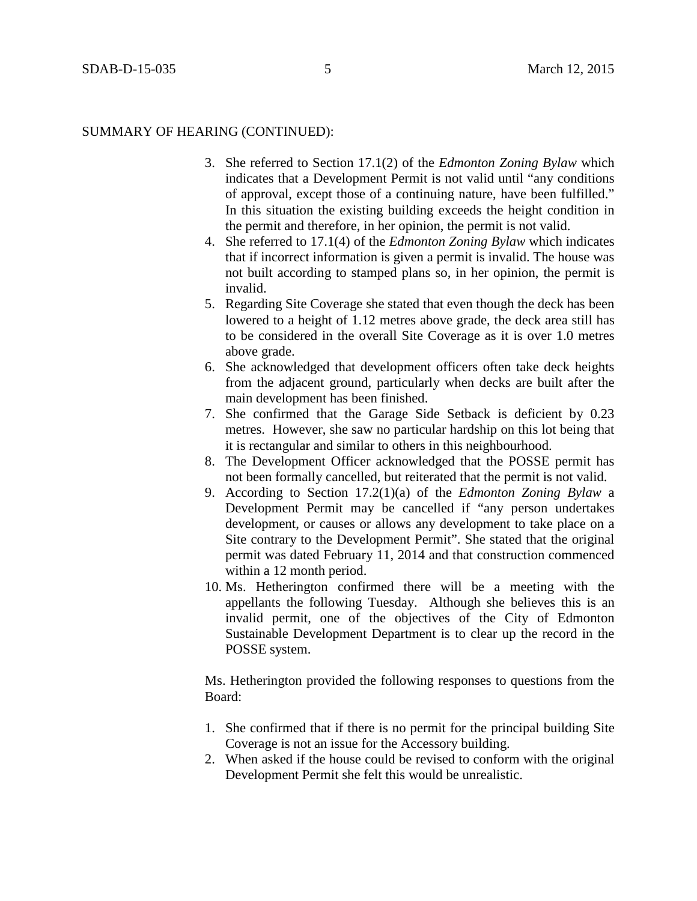SUMMARY OF HEARING (CONTINUED):

3. She referred to Section 17.1(2) of the *Edmonton Zoning Bylaw* which indicates that a Development Permit is not valid until "any conditions of approval, except those of a continuing nature, have been fulfilled." In this situation the existing building exceeds the height condition in the permit and therefore, in her opinion, the permit is not valid.
4. She referred to 17.1(4) of the *Edmonton Zoning Bylaw* which indicates that if incorrect information is given a permit is invalid. The house was not built according to stamped plans so, in her opinion, the permit is invalid.
5. Regarding Site Coverage she stated that even though the deck has been lowered to a height of 1.12 metres above grade, the deck area still has to be considered in the overall Site Coverage as it is over 1.0 metres above grade.
6. She acknowledged that development officers often take deck heights from the adjacent ground, particularly when decks are built after the main development has been finished.
7. She confirmed that the Garage Side Setback is deficient by 0.23 metres. However, she saw no particular hardship on this lot being that it is rectangular and similar to others in this neighbourhood.
8. The Development Officer acknowledged that the POSSE permit has not been formally cancelled, but reiterated that the permit is not valid.
9. According to Section 17.2(1)(a) of the *Edmonton Zoning Bylaw* a Development Permit may be cancelled if "any person undertakes development, or causes or allows any development to take place on a Site contrary to the Development Permit". She stated that the original permit was dated February 11, 2014 and that construction commenced within a 12 month period.
10. Ms. Hetherington confirmed there will be a meeting with the appellants the following Tuesday. Although she believes this is an invalid permit, one of the objectives of the City of Edmonton Sustainable Development Department is to clear up the record in the POSSE system.

Ms. Hetherington provided the following responses to questions from the Board:

1. She confirmed that if there is no permit for the principal building Site Coverage is not an issue for the Accessory building.
2. When asked if the house could be revised to conform with the original Development Permit she felt this would be unrealistic.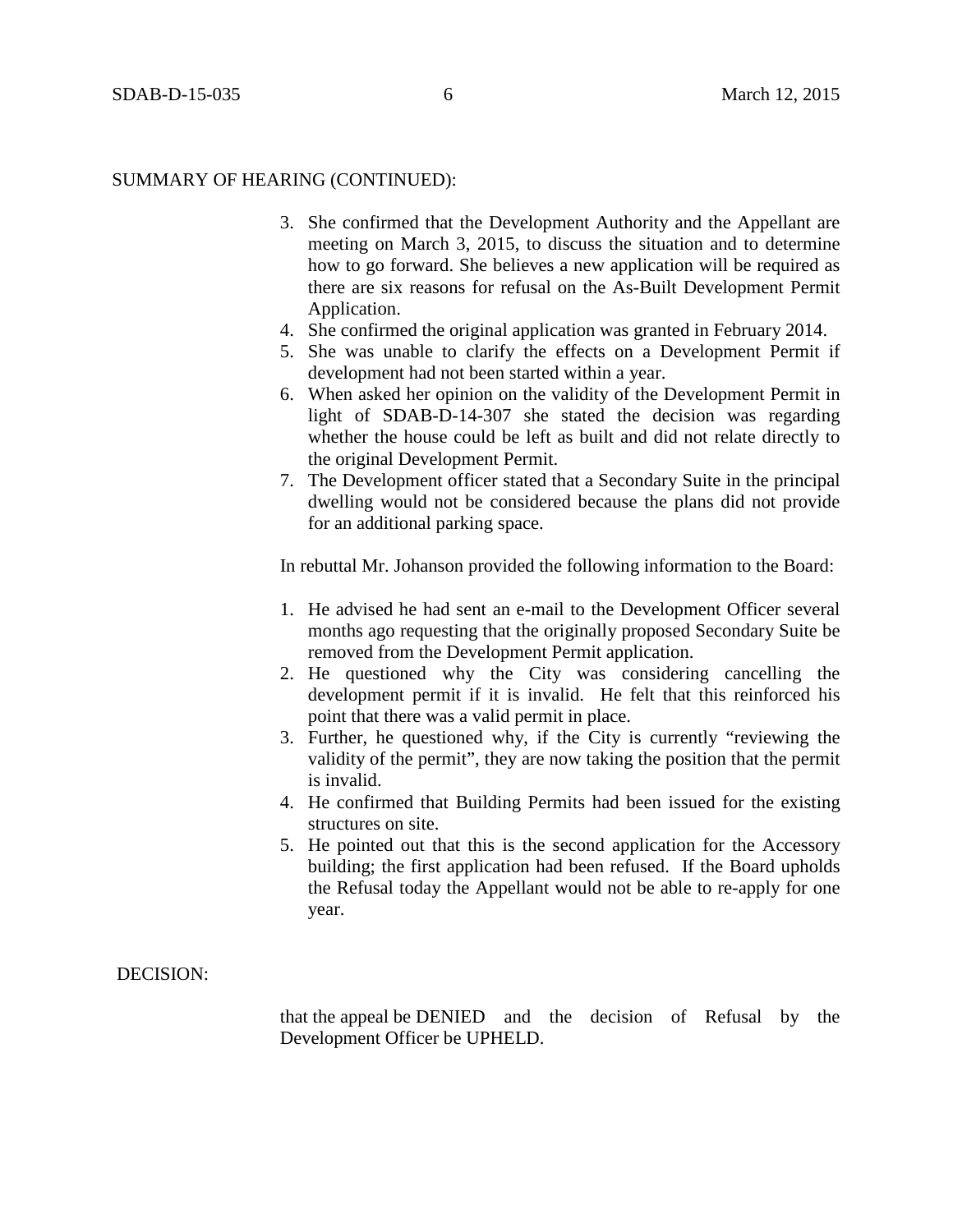SUMMARY OF HEARING (CONTINUED):

3. She confirmed that the Development Authority and the Appellant are meeting on March 3, 2015, to discuss the situation and to determine how to go forward. She believes a new application will be required as there are six reasons for refusal on the As-Built Development Permit Application.
4. She confirmed the original application was granted in February 2014.
5. She was unable to clarify the effects on a Development Permit if development had not been started within a year.
6. When asked her opinion on the validity of the Development Permit in light of SDAB-D-14-307 she stated the decision was regarding whether the house could be left as built and did not relate directly to the original Development Permit.
7. The Development officer stated that a Secondary Suite in the principal dwelling would not be considered because the plans did not provide for an additional parking space.

In rebuttal Mr. Johanson provided the following information to the Board:

1. He advised he had sent an e-mail to the Development Officer several months ago requesting that the originally proposed Secondary Suite be removed from the Development Permit application.
2. He questioned why the City was considering cancelling the development permit if it is invalid. He felt that this reinforced his point that there was a valid permit in place.
3. Further, he questioned why, if the City is currently "reviewing the validity of the permit", they are now taking the position that the permit is invalid.
4. He confirmed that Building Permits had been issued for the existing structures on site.
5. He pointed out that this is the second application for the Accessory building; the first application had been refused. If the Board upholds the Refusal today the Appellant would not be able to re-apply for one year.

DECISION:

that the appeal be DENIED and the decision of Refusal by the Development Officer be UPHELD.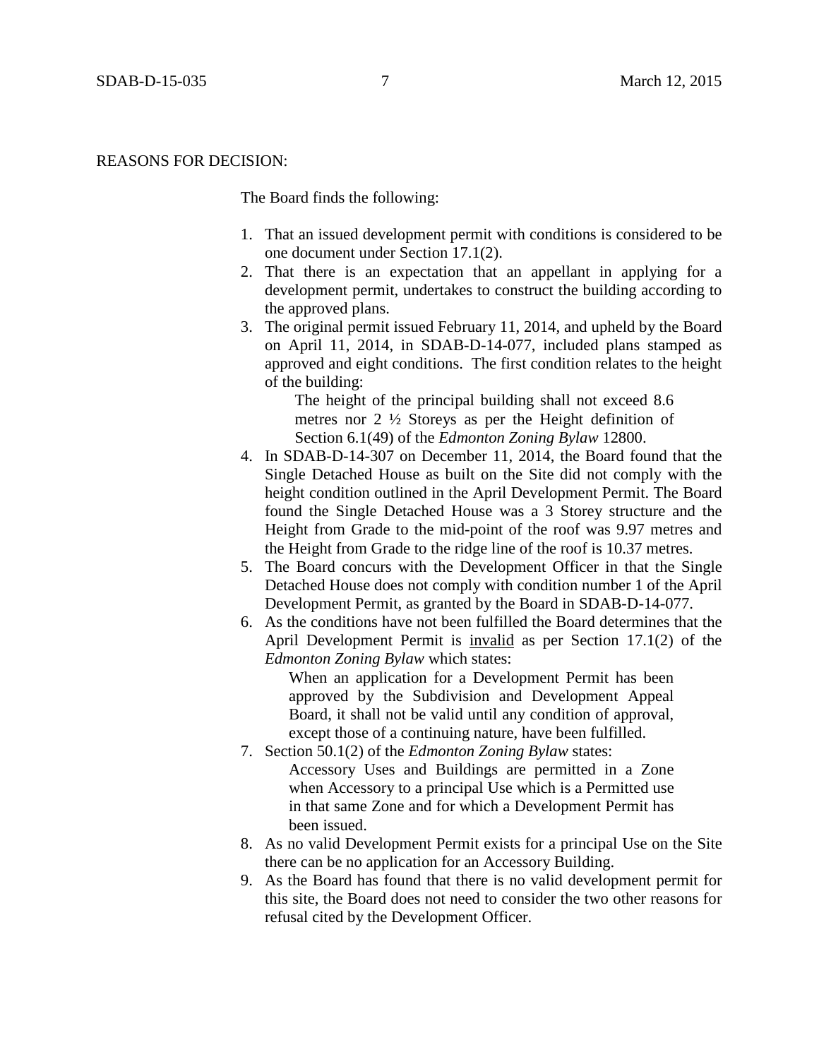REASONS FOR DECISION:

The Board finds the following:

1. That an issued development permit with conditions is considered to be one document under Section 17.1(2).
2. That there is an expectation that an appellant in applying for a development permit, undertakes to construct the building according to the approved plans.
3. The original permit issued February 11, 2014, and upheld by the Board on April 11, 2014, in SDAB-D-14-077, included plans stamped as approved and eight conditions. The first condition relates to the height of the building:

    > The height of the principal building shall not exceed 8.6 metres nor 2 ½ Storeys as per the Height definition of Section 6.1(49) of the *Edmonton Zoning Bylaw* 12800.

4. In SDAB-D-14-307 on December 11, 2014, the Board found that the Single Detached House as built on the Site did not comply with the height condition outlined in the April Development Permit. The Board found the Single Detached House was a 3 Storey structure and the Height from Grade to the mid-point of the roof was 9.97 metres and the Height from Grade to the ridge line of the roof is 10.37 metres.
5. The Board concurs with the Development Officer in that the Single Detached House does not comply with condition number 1 of the April Development Permit, as granted by the Board in SDAB-D-14-077.
6. As the conditions have not been fulfilled the Board determines that the April Development Permit is <u>invalid</u> as per Section 17.1(2) of the *Edmonton Zoning Bylaw* which states:

    > When an application for a Development Permit has been approved by the Subdivision and Development Appeal Board, it shall not be valid until any condition of approval, except those of a continuing nature, have been fulfilled.

7. Section 50.1(2) of the *Edmonton Zoning Bylaw* states:

    > Accessory Uses and Buildings are permitted in a Zone when Accessory to a principal Use which is a Permitted use in that same Zone and for which a Development Permit has been issued.

8. As no valid Development Permit exists for a principal Use on the Site there can be no application for an Accessory Building.
9. As the Board has found that there is no valid development permit for this site, the Board does not need to consider the two other reasons for refusal cited by the Development Officer.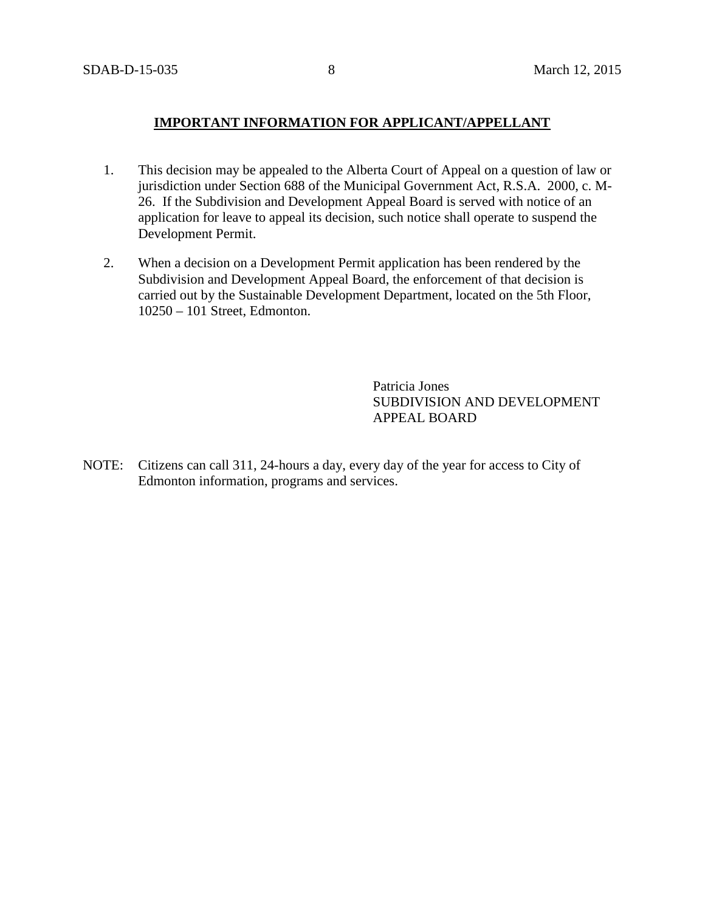**IMPORTANT INFORMATION FOR APPLICANT/APPELLANT**

1. This decision may be appealed to the Alberta Court of Appeal on a question of law or jurisdiction under Section 688 of the Municipal Government Act, R.S.A. 2000, c. M-26. If the Subdivision and Development Appeal Board is served with notice of an application for leave to appeal its decision, such notice shall operate to suspend the Development Permit.

2. When a decision on a Development Permit application has been rendered by the Subdivision and Development Appeal Board, the enforcement of that decision is carried out by the Sustainable Development Department, located on the 5th Floor, 10250 – 101 Street, Edmonton.

Patricia Jones
SUBDIVISION AND DEVELOPMENT APPEAL BOARD

NOTE: Citizens can call 311, 24-hours a day, every day of the year for access to City of Edmonton information, programs and services.